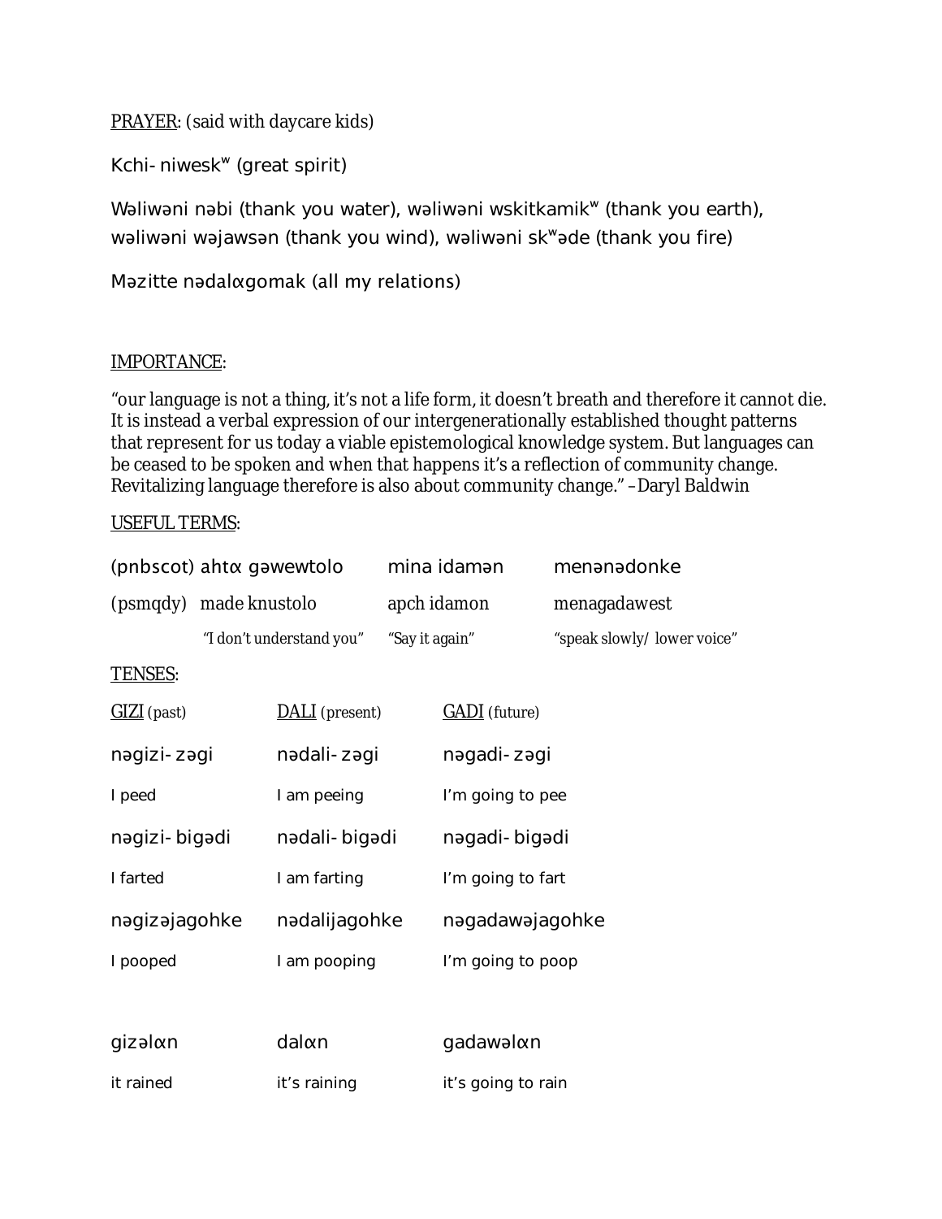<u>PRAYER</u>: (said with daycare kids)

Kchi- niweskʷ (great spirit)

Wəliwəni nəbi (thank you water), wəliwəni wskitkamikʷ (thank you earth), wəliwəni wəjawsən (thank you wind), wəliwəni skʷəde (thank you fire)

Məzitte nədalɑgomak (all my relations)

<u>IMPORTANCE</u>:

"our language is not a thing, it's not a life form, it doesn't breath and therefore it cannot die. It is instead a verbal expression of our intergenerationally established thought patterns that represent for us today a viable epistemological knowledge system. But languages can be ceased to be spoken and when that happens it's a reflection of community change. Revitalizing language therefore is also about community change." –Daryl Baldwin

<u>USEFUL TERMS</u>:

| | | | |
|---|---|---|---|
| (pnbscot) | ahtɑ gəwewtolo | mina idamən | menənədonke |
| (psmqdy) | made knustolo | apch idamon | menagadawest |
| | *"I don't understand you"* | *"Say it again"* | *"speak slowly/ lower voice"* |

<u>TENSES</u>:

| <u>GIZI</u> (past) | <u>DALI</u> (present) | <u>GADI</u> (future) |
|---|---|---|
| nəgizi- zəgi | nədali- zəgi | nəgadi- zəgi |
| I peed | I am peeing | I'm going to pee |
| nəgizi- bigədi | nədali- bigədi | nəgadi- bigədi |
| I farted | I am farting | I'm going to fart |
| nəgizəjagohke | nədalijagohke | nəgadawəjagohke |
| I pooped | I am pooping | I'm going to poop |
| | | |
| gizəlɑn | dalɑn | gadawəlɑn |
| it rained | it's raining | it's going to rain |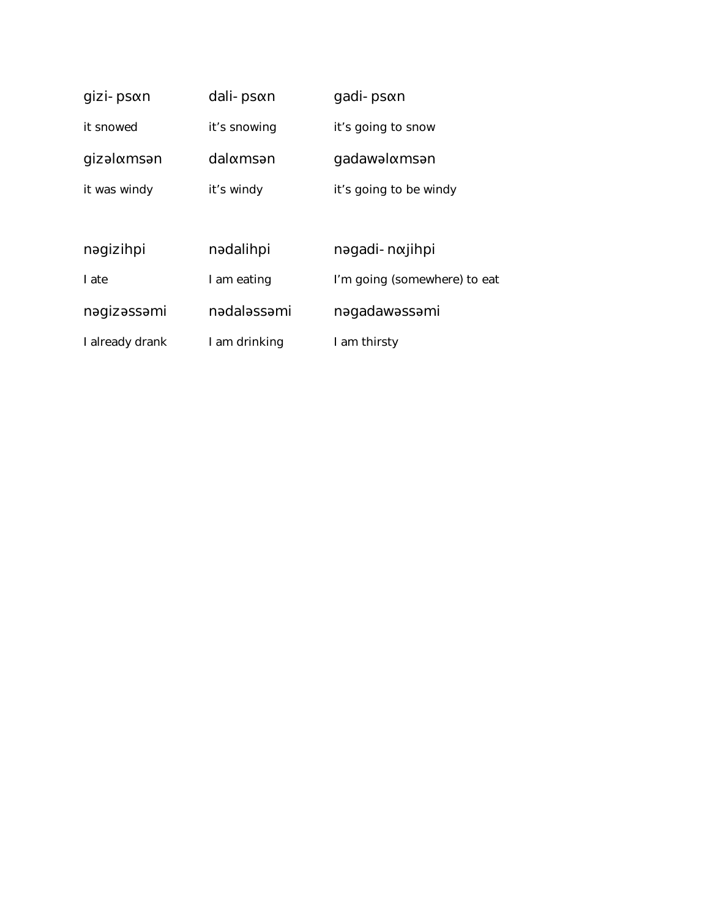| | | |
|---|---|---|
| gizi- psɑn | dali- psɑn | gadi- psɑn |
| it snowed | it's snowing | it's going to snow |
| gizəlɑmsən | dalɑmsən | gadawəlɑmsən |
| it was windy | it's windy | it's going to be windy |

| | | |
|---|---|---|
| nəgizihpi | nədalihpi | nəgadi- nɑjihpi |
| I ate | I am eating | I'm going (somewhere) to eat |
| nəgizəssəmi | nədaləssəmi | nəgadawəssəmi |
| I already drank | I am drinking | I am thirsty |